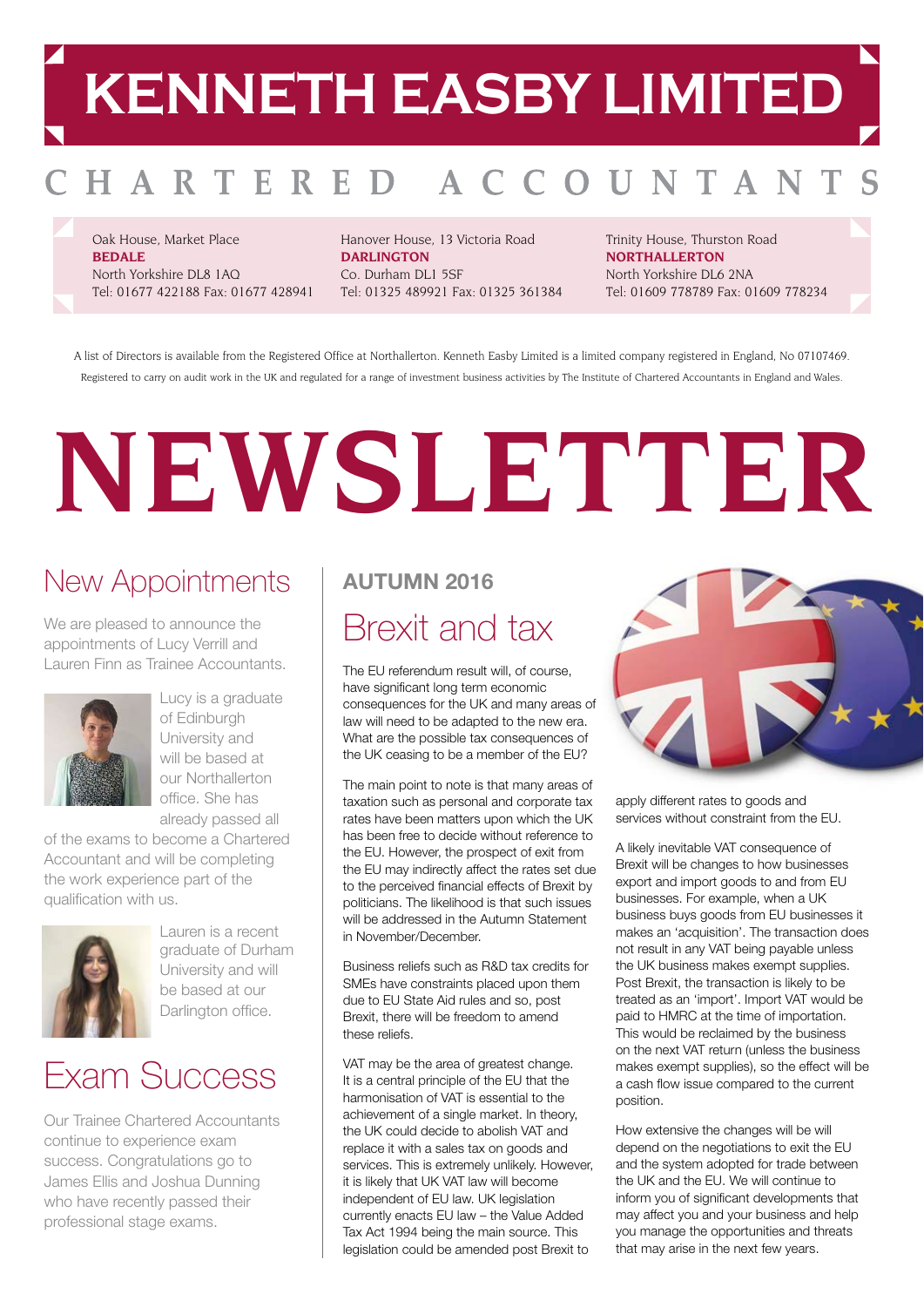# KENNETH EASBY LIMITED

## CHARTERED ACCOUNTANTS

Oak House, Market Place
**BEDALE**
North Yorkshire DL8 1AQ
Tel: 01677 422188 Fax: 01677 428941

Hanover House, 13 Victoria Road
**DARLINGTON**
Co. Durham DL1 5SF
Tel: 01325 489921 Fax: 01325 361384

Trinity House, Thurston Road
**NORTHALLERTON**
North Yorkshire DL6 2NA
Tel: 01609 778789 Fax: 01609 778234

A list of Directors is available from the Registered Office at Northallerton. Kenneth Easby Limited is a limited company registered in England, No 07107469. Registered to carry on audit work in the UK and regulated for a range of investment business activities by The Institute of Chartered Accountants in England and Wales.

# NEWSLETTER

## New Appointments

We are pleased to announce the appointments of Lucy Verrill and Lauren Finn as Trainee Accountants.

Lucy is a graduate of Edinburgh University and will be based at our Northallerton office. She has already passed all of the exams to become a Chartered Accountant and will be completing the work experience part of the qualification with us.

Lauren is a recent graduate of Durham University and will be based at our Darlington office.

## Exam Success

Our Trainee Chartered Accountants continue to experience exam success. Congratulations go to James Ellis and Joshua Dunning who have recently passed their professional stage exams.

### AUTUMN 2016

## Brexit and tax

The EU referendum result will, of course, have significant long term economic consequences for the UK and many areas of law will need to be adapted to the new era. What are the possible tax consequences of the UK ceasing to be a member of the EU?

The main point to note is that many areas of taxation such as personal and corporate tax rates have been matters upon which the UK has been free to decide without reference to the EU. However, the prospect of exit from the EU may indirectly affect the rates set due to the perceived financial effects of Brexit by politicians. The likelihood is that such issues will be addressed in the Autumn Statement in November/December.

Business reliefs such as R&D tax credits for SMEs have constraints placed upon them due to EU State Aid rules and so, post Brexit, there will be freedom to amend these reliefs.

VAT may be the area of greatest change. It is a central principle of the EU that the harmonisation of VAT is essential to the achievement of a single market. In theory, the UK could decide to abolish VAT and replace it with a sales tax on goods and services. This is extremely unlikely. However, it is likely that UK VAT law will become independent of EU law. UK legislation currently enacts EU law – the Value Added Tax Act 1994 being the main source. This legislation could be amended post Brexit to apply different rates to goods and services without constraint from the EU.

A likely inevitable VAT consequence of Brexit will be changes to how businesses export and import goods to and from EU businesses. For example, when a UK business buys goods from EU businesses it makes an 'acquisition'. The transaction does not result in any VAT being payable unless the UK business makes exempt supplies. Post Brexit, the transaction is likely to be treated as an 'import'. Import VAT would be paid to HMRC at the time of importation. This would be reclaimed by the business on the next VAT return (unless the business makes exempt supplies), so the effect will be a cash flow issue compared to the current position.

How extensive the changes will be will depend on the negotiations to exit the EU and the system adopted for trade between the UK and the EU. We will continue to inform you of significant developments that may affect you and your business and help you manage the opportunities and threats that may arise in the next few years.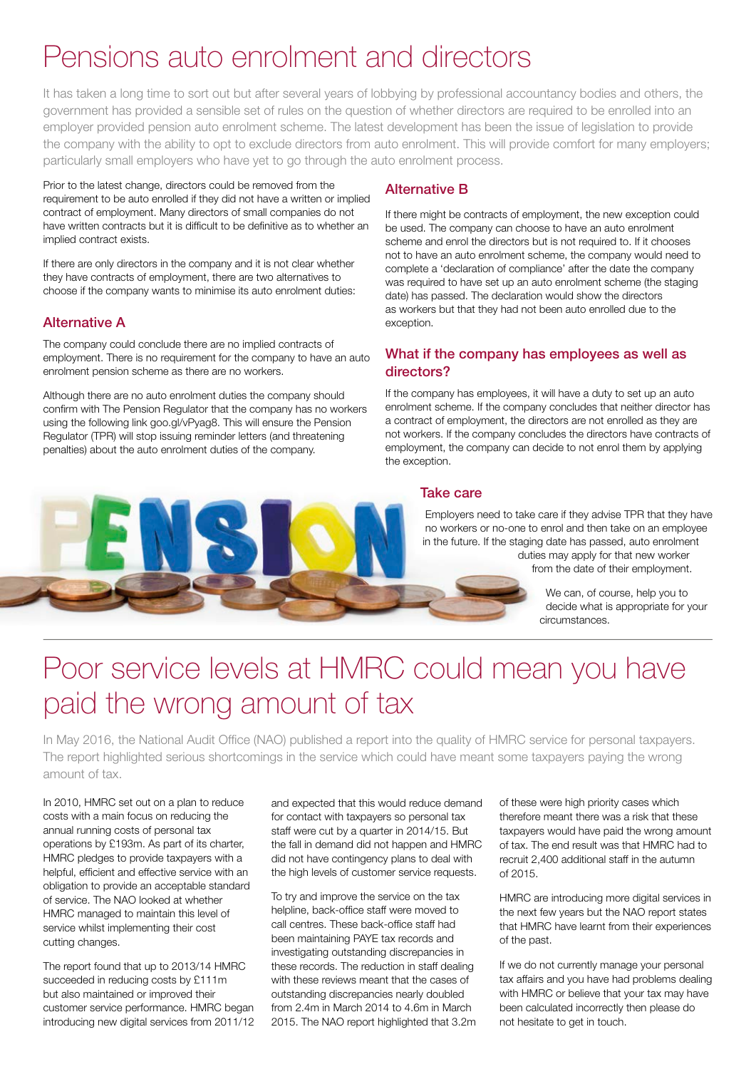# Pensions auto enrolment and directors

It has taken a long time to sort out but after several years of lobbying by professional accountancy bodies and others, the government has provided a sensible set of rules on the question of whether directors are required to be enrolled into an employer provided pension auto enrolment scheme. The latest development has been the issue of legislation to provide the company with the ability to opt to exclude directors from auto enrolment. This will provide comfort for many employers; particularly small employers who have yet to go through the auto enrolment process.

Prior to the latest change, directors could be removed from the requirement to be auto enrolled if they did not have a written or implied contract of employment. Many directors of small companies do not have written contracts but it is difficult to be definitive as to whether an implied contract exists.

If there are only directors in the company and it is not clear whether they have contracts of employment, there are two alternatives to choose if the company wants to minimise its auto enrolment duties:

## Alternative A

The company could conclude there are no implied contracts of employment. There is no requirement for the company to have an auto enrolment pension scheme as there are no workers.

Although there are no auto enrolment duties the company should confirm with The Pension Regulator that the company has no workers using the following link goo.gl/vPyag8. This will ensure the Pension Regulator (TPR) will stop issuing reminder letters (and threatening penalties) about the auto enrolment duties of the company.

## Alternative B

If there might be contracts of employment, the new exception could be used. The company can choose to have an auto enrolment scheme and enrol the directors but is not required to. If it chooses not to have an auto enrolment scheme, the company would need to complete a 'declaration of compliance' after the date the company was required to have set up an auto enrolment scheme (the staging date) has passed. The declaration would show the directors as workers but that they had not been auto enrolled due to the exception.

## What if the company has employees as well as directors?

If the company has employees, it will have a duty to set up an auto enrolment scheme. If the company concludes that neither director has a contract of employment, the directors are not enrolled as they are not workers. If the company concludes the directors have contracts of employment, the company can decide to not enrol them by applying the exception.

## Take care

Employers need to take care if they advise TPR that they have no workers or no-one to enrol and then take on an employee in the future. If the staging date has passed, auto enrolment duties may apply for that new worker from the date of their employment.

We can, of course, help you to decide what is appropriate for your circumstances.

# Poor service levels at HMRC could mean you have paid the wrong amount of tax

In May 2016, the National Audit Office (NAO) published a report into the quality of HMRC service for personal taxpayers. The report highlighted serious shortcomings in the service which could have meant some taxpayers paying the wrong amount of tax.

In 2010, HMRC set out on a plan to reduce costs with a main focus on reducing the annual running costs of personal tax operations by £193m. As part of its charter, HMRC pledges to provide taxpayers with a helpful, efficient and effective service with an obligation to provide an acceptable standard of service. The NAO looked at whether HMRC managed to maintain this level of service whilst implementing their cost cutting changes.

The report found that up to 2013/14 HMRC succeeded in reducing costs by £111m but also maintained or improved their customer service performance. HMRC began introducing new digital services from 2011/12 and expected that this would reduce demand for contact with taxpayers so personal tax staff were cut by a quarter in 2014/15. But the fall in demand did not happen and HMRC did not have contingency plans to deal with the high levels of customer service requests.

To try and improve the service on the tax helpline, back-office staff were moved to call centres. These back-office staff had been maintaining PAYE tax records and investigating outstanding discrepancies in these records. The reduction in staff dealing with these reviews meant that the cases of outstanding discrepancies nearly doubled from 2.4m in March 2014 to 4.6m in March 2015. The NAO report highlighted that 3.2m of these were high priority cases which therefore meant there was a risk that these taxpayers would have paid the wrong amount of tax. The end result was that HMRC had to recruit 2,400 additional staff in the autumn of 2015.

HMRC are introducing more digital services in the next few years but the NAO report states that HMRC have learnt from their experiences of the past.

If we do not currently manage your personal tax affairs and you have had problems dealing with HMRC or believe that your tax may have been calculated incorrectly then please do not hesitate to get in touch.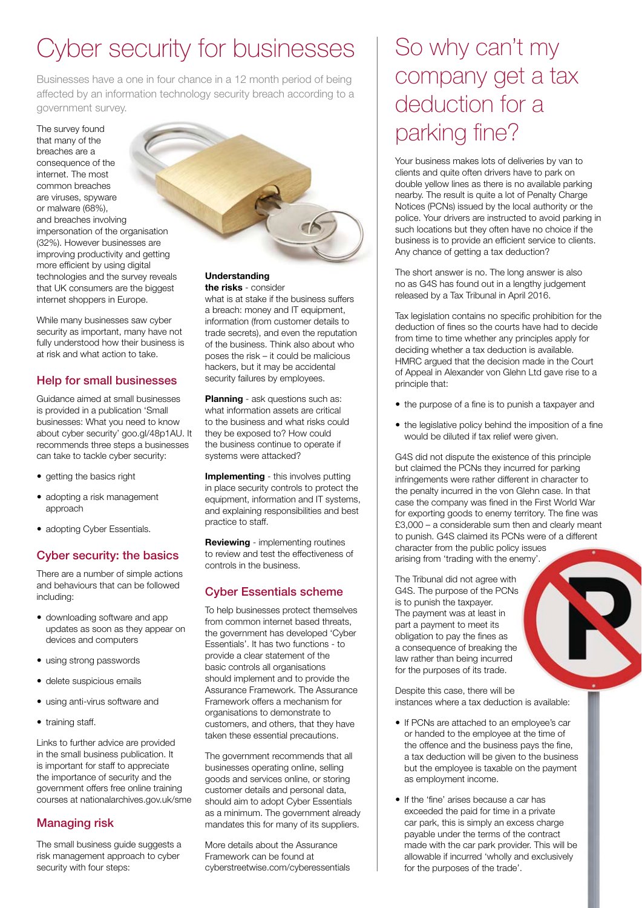# Cyber security for businesses

Businesses have a one in four chance in a 12 month period of being affected by an information technology security breach according to a government survey.

The survey found that many of the breaches are a consequence of the internet. The most common breaches are viruses, spyware or malware (68%), and breaches involving impersonation of the organisation (32%). However businesses are improving productivity and getting more efficient by using digital technologies and the survey reveals that UK consumers are the biggest internet shoppers in Europe.

While many businesses saw cyber security as important, many have not fully understood how their business is at risk and what action to take.

## Help for small businesses

Guidance aimed at small businesses is provided in a publication 'Small businesses: What you need to know about cyber security' goo.gl/48p1AU. It recommends three steps a businesses can take to tackle cyber security:

- getting the basics right
- adopting a risk management approach
- adopting Cyber Essentials.

## Cyber security: the basics

There are a number of simple actions and behaviours that can be followed including:

- downloading software and app updates as soon as they appear on devices and computers
- using strong passwords
- delete suspicious emails
- using anti-virus software and
- training staff.

Links to further advice are provided in the small business publication. It is important for staff to appreciate the importance of security and the government offers free online training courses at nationalarchives.gov.uk/sme

## Managing risk

The small business guide suggests a risk management approach to cyber security with four steps:

**Understanding the risks** - consider what is at stake if the business suffers a breach: money and IT equipment, information (from customer details to trade secrets), and even the reputation of the business. Think also about who poses the risk – it could be malicious hackers, but it may be accidental security failures by employees.

**Planning** - ask questions such as: what information assets are critical to the business and what risks could they be exposed to? How could the business continue to operate if systems were attacked?

**Implementing** - this involves putting in place security controls to protect the equipment, information and IT systems, and explaining responsibilities and best practice to staff.

**Reviewing** - implementing routines to review and test the effectiveness of controls in the business.

## Cyber Essentials scheme

To help businesses protect themselves from common internet based threats, the government has developed 'Cyber Essentials'. It has two functions - to provide a clear statement of the basic controls all organisations should implement and to provide the Assurance Framework. The Assurance Framework offers a mechanism for organisations to demonstrate to customers, and others, that they have taken these essential precautions.

The government recommends that all businesses operating online, selling goods and services online, or storing customer details and personal data, should aim to adopt Cyber Essentials as a minimum. The government already mandates this for many of its suppliers.

More details about the Assurance Framework can be found at cyberstreetwise.com/cyberessentials

# So why can't my company get a tax deduction for a parking fine?

Your business makes lots of deliveries by van to clients and quite often drivers have to park on double yellow lines as there is no available parking nearby. The result is quite a lot of Penalty Charge Notices (PCNs) issued by the local authority or the police. Your drivers are instructed to avoid parking in such locations but they often have no choice if the business is to provide an efficient service to clients. Any chance of getting a tax deduction?

The short answer is no. The long answer is also no as G4S has found out in a lengthy judgement released by a Tax Tribunal in April 2016.

Tax legislation contains no specific prohibition for the deduction of fines so the courts have had to decide from time to time whether any principles apply for deciding whether a tax deduction is available. HMRC argued that the decision made in the Court of Appeal in Alexander von Glehn Ltd gave rise to a principle that:

- the purpose of a fine is to punish a taxpayer and
- the legislative policy behind the imposition of a fine would be diluted if tax relief were given.

G4S did not dispute the existence of this principle but claimed the PCNs they incurred for parking infringements were rather different in character to the penalty incurred in the von Glehn case. In that case the company was fined in the First World War for exporting goods to enemy territory. The fine was £3,000 – a considerable sum then and clearly meant to punish. G4S claimed its PCNs were of a different character from the public policy issues arising from 'trading with the enemy'.

The Tribunal did not agree with G4S. The purpose of the PCNs is to punish the taxpayer. The payment was at least in part a payment to meet its obligation to pay the fines as a consequence of breaking the law rather than being incurred for the purposes of its trade.

Despite this case, there will be instances where a tax deduction is available:

- If PCNs are attached to an employee's car or handed to the employee at the time of the offence and the business pays the fine, a tax deduction will be given to the business but the employee is taxable on the payment as employment income.
- If the 'fine' arises because a car has exceeded the paid for time in a private car park, this is simply an excess charge payable under the terms of the contract made with the car park provider. This will be allowable if incurred 'wholly and exclusively for the purposes of the trade'.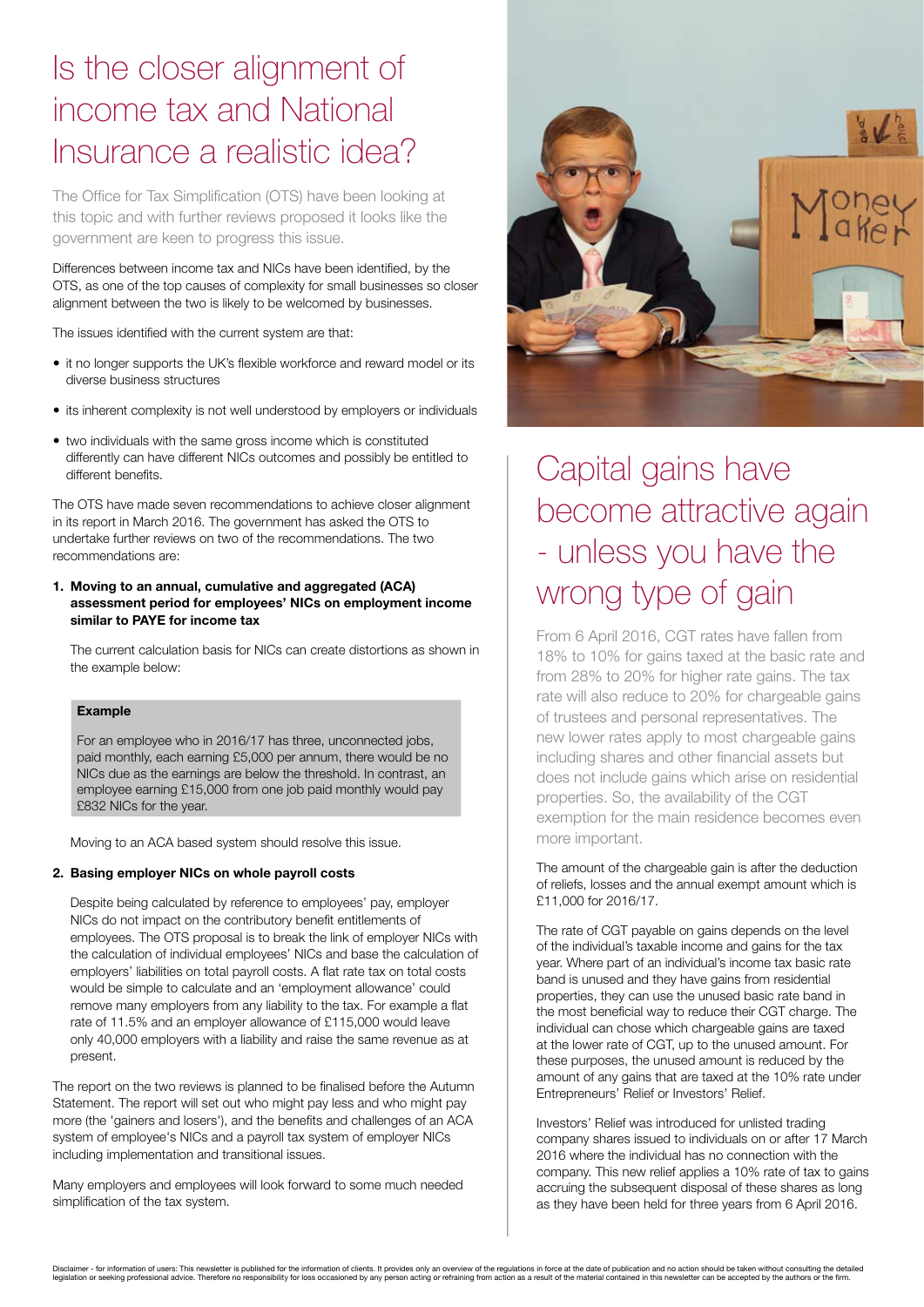# Is the closer alignment of income tax and National Insurance a realistic idea?

The Office for Tax Simplification (OTS) have been looking at this topic and with further reviews proposed it looks like the government are keen to progress this issue.

Differences between income tax and NICs have been identified, by the OTS, as one of the top causes of complexity for small businesses so closer alignment between the two is likely to be welcomed by businesses.

The issues identified with the current system are that:

- it no longer supports the UK's flexible workforce and reward model or its diverse business structures
- its inherent complexity is not well understood by employers or individuals
- two individuals with the same gross income which is constituted differently can have different NICs outcomes and possibly be entitled to different benefits.

The OTS have made seven recommendations to achieve closer alignment in its report in March 2016. The government has asked the OTS to undertake further reviews on two of the recommendations. The two recommendations are:

**1. Moving to an annual, cumulative and aggregated (ACA) assessment period for employees' NICs on employment income similar to PAYE for income tax**

The current calculation basis for NICs can create distortions as shown in the example below:

> **Example**
>
> For an employee who in 2016/17 has three, unconnected jobs, paid monthly, each earning £5,000 per annum, there would be no NICs due as the earnings are below the threshold. In contrast, an employee earning £15,000 from one job paid monthly would pay £832 NICs for the year.

Moving to an ACA based system should resolve this issue.

**2. Basing employer NICs on whole payroll costs**

Despite being calculated by reference to employees' pay, employer NICs do not impact on the contributory benefit entitlements of employees. The OTS proposal is to break the link of employer NICs with the calculation of individual employees' NICs and base the calculation of employers' liabilities on total payroll costs. A flat rate tax on total costs would be simple to calculate and an 'employment allowance' could remove many employers from any liability to the tax. For example a flat rate of 11.5% and an employer allowance of £115,000 would leave only 40,000 employers with a liability and raise the same revenue as at present.

The report on the two reviews is planned to be finalised before the Autumn Statement. The report will set out who might pay less and who might pay more (the 'gainers and losers'), and the benefits and challenges of an ACA system of employee's NICs and a payroll tax system of employer NICs including implementation and transitional issues.

Many employers and employees will look forward to some much needed simplification of the tax system.

# Capital gains have become attractive again - unless you have the wrong type of gain

From 6 April 2016, CGT rates have fallen from 18% to 10% for gains taxed at the basic rate and from 28% to 20% for higher rate gains. The tax rate will also reduce to 20% for chargeable gains of trustees and personal representatives. The new lower rates apply to most chargeable gains including shares and other financial assets but does not include gains which arise on residential properties. So, the availability of the CGT exemption for the main residence becomes even more important.

The amount of the chargeable gain is after the deduction of reliefs, losses and the annual exempt amount which is £11,000 for 2016/17.

The rate of CGT payable on gains depends on the level of the individual's taxable income and gains for the tax year. Where part of an individual's income tax basic rate band is unused and they have gains from residential properties, they can use the unused basic rate band in the most beneficial way to reduce their CGT charge. The individual can chose which chargeable gains are taxed at the lower rate of CGT, up to the unused amount. For these purposes, the unused amount is reduced by the amount of any gains that are taxed at the 10% rate under Entrepreneurs' Relief or Investors' Relief.

Investors' Relief was introduced for unlisted trading company shares issued to individuals on or after 17 March 2016 where the individual has no connection with the company. This new relief applies a 10% rate of tax to gains accruing the subsequent disposal of these shares as long as they have been held for three years from 6 April 2016.

Disclaimer - for information of users: This newsletter is published for the information of clients. It provides only an overview of the regulations in force at the date of publication and no action should be taken without consulting the detailed legislation or seeking professional advice. Therefore no responsibility for loss occasioned by any person acting or refraining from action as a result of the material contained in this newsletter can be accepted by the authors or the firm.